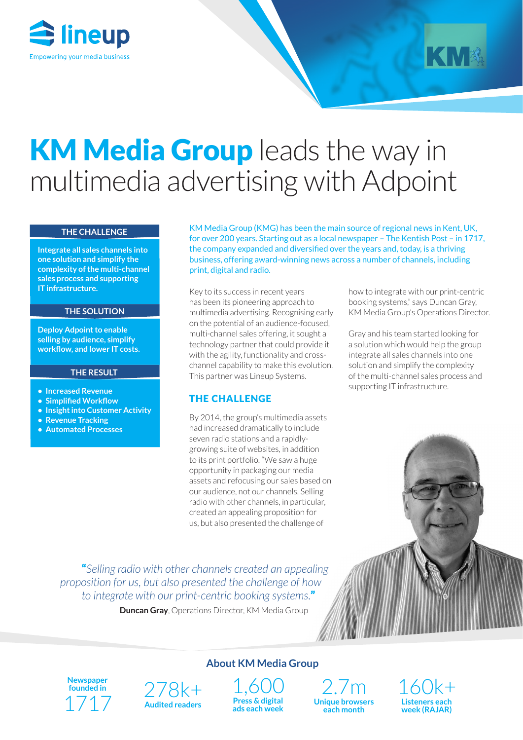lineup
Empowering your media business

# KM Media Group leads the way in multimedia advertising with Adpoint

### THE CHALLENGE

**Integrate all sales channels into one solution and simplify the complexity of the multi-channel sales process and supporting IT infrastructure.**

### THE SOLUTION

**Deploy Adpoint to enable selling by audience, simplify workflow, and lower IT costs.**

### THE RESULT

- **Increased Revenue**
- **Simplified Workflow**
- **Insight into Customer Activity**
- **Revenue Tracking**
- **Automated Processes**

KM Media Group (KMG) has been the main source of regional news in Kent, UK, for over 200 years. Starting out as a local newspaper – The Kentish Post – in 1717, the company expanded and diversified over the years and, today, is a thriving business, offering award-winning news across a number of channels, including print, digital and radio.

Key to its success in recent years has been its pioneering approach to multimedia advertising. Recognising early on the potential of an audience-focused, multi-channel sales offering, it sought a technology partner that could provide it with the agility, functionality and cross-channel capability to make this evolution. This partner was Lineup Systems.

## THE CHALLENGE

By 2014, the group's multimedia assets had increased dramatically to include seven radio stations and a rapidly-growing suite of websites, in addition to its print portfolio. "We saw a huge opportunity in packaging our media assets and refocusing our sales based on our audience, not our channels. Selling radio with other channels, in particular, created an appealing proposition for us, but also presented the challenge of how to integrate with our print-centric booking systems," says Duncan Gray, KM Media Group's Operations Director.

Gray and his team started looking for a solution which would help the group integrate all sales channels into one solution and simplify the complexity of the multi-channel sales process and supporting IT infrastructure.

> *"Selling radio with other channels created an appealing proposition for us, but also presented the challenge of how to integrate with our print-centric booking systems."*
>
> **Duncan Gray**, Operations Director, KM Media Group

## About KM Media Group

| Newspaper founded in | 278k+ | 1,600 | 2.7m | 160k+ |
|---|---|---|---|---|
| 1717 | Audited readers | Press & digital ads each week | Unique browsers each month | Listeners each week (RAJAR) |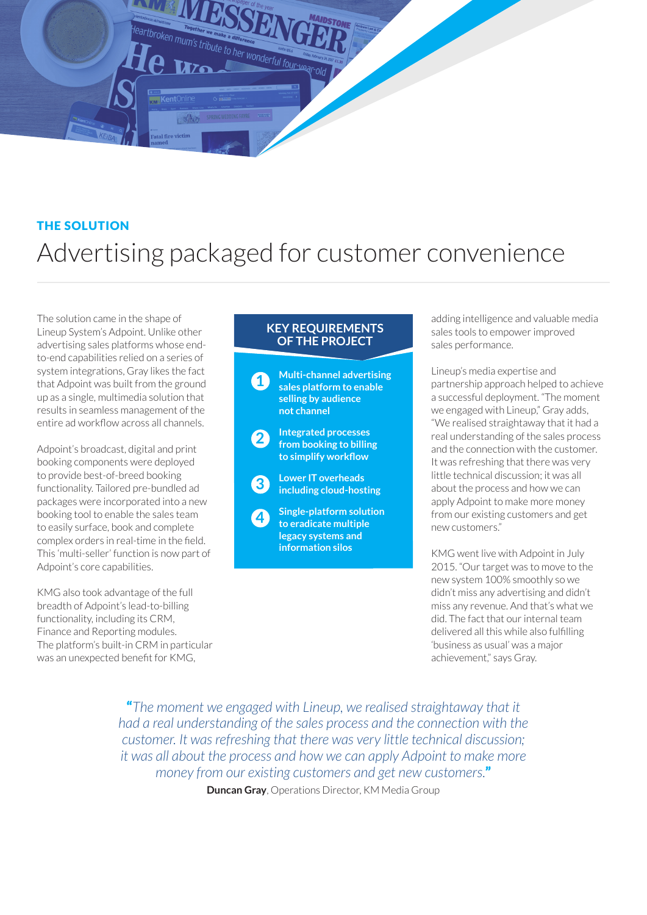## THE SOLUTION

# Advertising packaged for customer convenience

The solution came in the shape of Lineup System's Adpoint. Unlike other advertising sales platforms whose end-to-end capabilities relied on a series of system integrations, Gray likes the fact that Adpoint was built from the ground up as a single, multimedia solution that results in seamless management of the entire ad workflow across all channels.

Adpoint's broadcast, digital and print booking components were deployed to provide best-of-breed booking functionality. Tailored pre-bundled ad packages were incorporated into a new booking tool to enable the sales team to easily surface, book and complete complex orders in real-time in the field. This 'multi-seller' function is now part of Adpoint's core capabilities.

KMG also took advantage of the full breadth of Adpoint's lead-to-billing functionality, including its CRM, Finance and Reporting modules. The platform's built-in CRM in particular was an unexpected benefit for KMG, adding intelligence and valuable media sales tools to empower improved sales performance.

### KEY REQUIREMENTS OF THE PROJECT

1. **Multi-channel advertising sales platform to enable selling by audience not channel**
2. **Integrated processes from booking to billing to simplify workflow**
3. **Lower IT overheads including cloud-hosting**
4. **Single-platform solution to eradicate multiple legacy systems and information silos**

Lineup's media expertise and partnership approach helped to achieve a successful deployment. "The moment we engaged with Lineup," Gray adds, "We realised straightaway that it had a real understanding of the sales process and the connection with the customer. It was refreshing that there was very little technical discussion; it was all about the process and how we can apply Adpoint to make more money from our existing customers and get new customers."

KMG went live with Adpoint in July 2015. "Our target was to move to the new system 100% smoothly so we didn't miss any advertising and didn't miss any revenue. And that's what we did. The fact that our internal team delivered all this while also fulfilling 'business as usual' was a major achievement," says Gray.

> *"The moment we engaged with Lineup, we realised straightaway that it had a real understanding of the sales process and the connection with the customer. It was refreshing that there was very little technical discussion; it was all about the process and how we can apply Adpoint to make more money from our existing customers and get new customers."*
>
> **Duncan Gray**, Operations Director, KM Media Group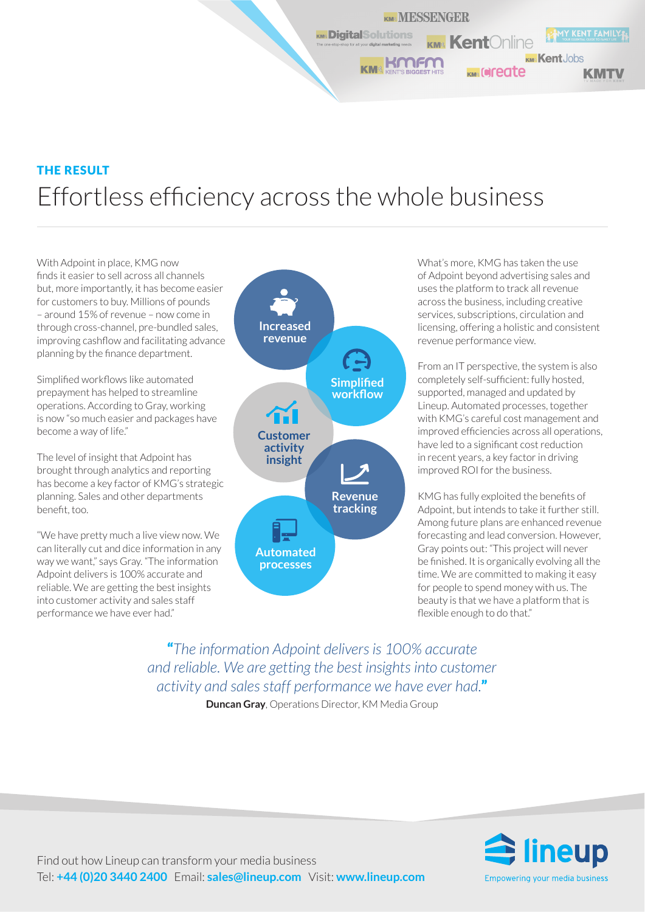## THE RESULT

# Effortless efficiency across the whole business

With Adpoint in place, KMG now finds it easier to sell across all channels but, more importantly, it has become easier for customers to buy. Millions of pounds – around 15% of revenue – now come in through cross-channel, pre-bundled sales, improving cashflow and facilitating advance planning by the finance department.

Simplified workflows like automated prepayment has helped to streamline operations. According to Gray, working is now "so much easier and packages have become a way of life."

The level of insight that Adpoint has brought through analytics and reporting has become a key factor of KMG's strategic planning. Sales and other departments benefit, too.

"We have pretty much a live view now. We can literally cut and dice information in any way we want," says Gray. "The information Adpoint delivers is 100% accurate and reliable. We are getting the best insights into customer activity and sales staff performance we have ever had."

Increased revenue

Simplified workflow

Customer activity insight

Revenue tracking

Automated processes

What's more, KMG has taken the use of Adpoint beyond advertising sales and uses the platform to track all revenue across the business, including creative services, subscriptions, circulation and licensing, offering a holistic and consistent revenue performance view.

From an IT perspective, the system is also completely self-sufficient: fully hosted, supported, managed and updated by Lineup. Automated processes, together with KMG's careful cost management and improved efficiencies across all operations, have led to a significant cost reduction in recent years, a key factor in driving improved ROI for the business.

KMG has fully exploited the benefits of Adpoint, but intends to take it further still. Among future plans are enhanced revenue forecasting and lead conversion. However, Gray points out: "This project will never be finished. It is organically evolving all the time. We are committed to making it easy for people to spend money with us. The beauty is that we have a platform that is flexible enough to do that."

> *"The information Adpoint delivers is 100% accurate and reliable. We are getting the best insights into customer activity and sales staff performance we have ever had."*
>
> **Duncan Gray**, Operations Director, KM Media Group

Find out how Lineup can transform your media business
Tel: **+44 (0)20 3440 2400** Email: **sales@lineup.com** Visit: **www.lineup.com**

lineup
Empowering your media business